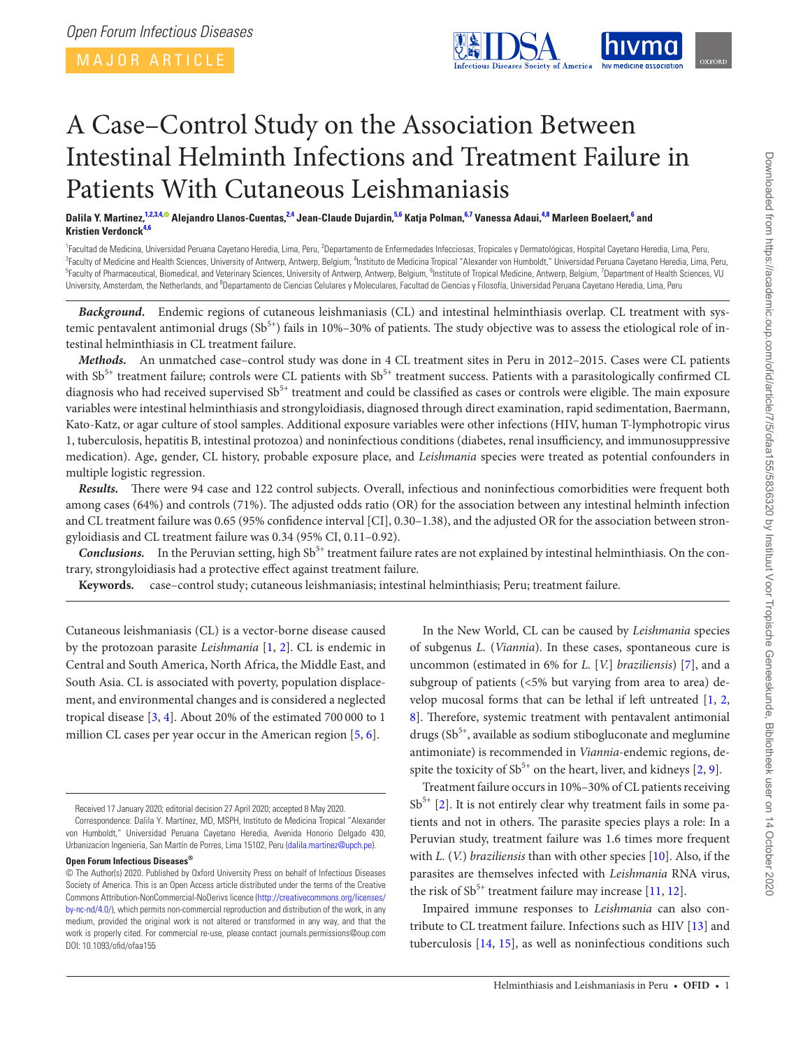MAJOR ARTICLE

# A Case–Control Study on the Association Between Intestinal Helminth Infections and Treatment Failure in Patients With Cutaneous Leishmaniasis

**Dalila Y. Martínez,[1,2,3,4] Alejandro Llanos-Cuentas,[2,4] Jean-Claude Dujardin,[5,6] Katja Polman,[6,7] Vanessa Adaui,[4,8] Marleen Boelaert,[6] and Kristien Verdonck[4,6]**

[1]Facultad de Medicina, Universidad Peruana Cayetano Heredia, Lima, Peru, [2]Departamento de Enfermedades Infecciosas, Tropicales y Dermatológicas, Hospital Cayetano Heredia, Lima, Peru, [3]Faculty of Medicine and Health Sciences, University of Antwerp, Antwerp, Belgium, [4]Instituto de Medicina Tropical "Alexander von Humboldt," Universidad Peruana Cayetano Heredia, Lima, Peru, [5]Faculty of Pharmaceutical, Biomedical, and Veterinary Sciences, University of Antwerp, Antwerp, Belgium, [6]Institute of Tropical Medicine, Antwerp, Belgium, [7]Department of Health Sciences, VU University, Amsterdam, the Netherlands, and [8]Departamento de Ciencias Celulares y Moleculares, Facultad de Ciencias y Filosofía, Universidad Peruana Cayetano Heredia, Lima, Peru

***Background.*** Endemic regions of cutaneous leishmaniasis (CL) and intestinal helminthiasis overlap. CL treatment with systemic pentavalent antimonial drugs ($Sb^{5+}$) fails in 10%–30% of patients. The study objective was to assess the etiological role of intestinal helminthiasis in CL treatment failure.

***Methods.*** An unmatched case–control study was done in 4 CL treatment sites in Peru in 2012–2015. Cases were CL patients with $Sb^{5+}$ treatment failure; controls were CL patients with $Sb^{5+}$ treatment success. Patients with a parasitologically confirmed CL diagnosis who had received supervised $Sb^{5+}$ treatment and could be classified as cases or controls were eligible. The main exposure variables were intestinal helminthiasis and strongyloidiasis, diagnosed through direct examination, rapid sedimentation, Baermann, Kato-Katz, or agar culture of stool samples. Additional exposure variables were other infections (HIV, human T-lymphotropic virus 1, tuberculosis, hepatitis B, intestinal protozoa) and noninfectious conditions (diabetes, renal insufficiency, and immunosuppressive medication). Age, gender, CL history, probable exposure place, and *Leishmania* species were treated as potential confounders in multiple logistic regression.

***Results.*** There were 94 case and 122 control subjects. Overall, infectious and noninfectious comorbidities were frequent both among cases (64%) and controls (71%). The adjusted odds ratio (OR) for the association between any intestinal helminth infection and CL treatment failure was 0.65 (95% confidence interval [CI], 0.30–1.38), and the adjusted OR for the association between strongyloidiasis and CL treatment failure was 0.34 (95% CI, 0.11–0.92).

***Conclusions.*** In the Peruvian setting, high $Sb^{5+}$ treatment failure rates are not explained by intestinal helminthiasis. On the contrary, strongyloidiasis had a protective effect against treatment failure.

**Keywords.** case–control study; cutaneous leishmaniasis; intestinal helminthiasis; Peru; treatment failure.

Cutaneous leishmaniasis (CL) is a vector-borne disease caused by the protozoan parasite *Leishmania* [1, 2]. CL is endemic in Central and South America, North Africa, the Middle East, and South Asia. CL is associated with poverty, population displacement, and environmental changes and is considered a neglected tropical disease [3, 4]. About 20% of the estimated 700 000 to 1 million CL cases per year occur in the American region [5, 6].

In the New World, CL can be caused by *Leishmania* species of subgenus *L.* (*Viannia*). In these cases, spontaneous cure is uncommon (estimated in 6% for *L.* [*V.*] *braziliensis*) [7], and a subgroup of patients (<5% but varying from area to area) develop mucosal forms that can be lethal if left untreated [1, 2, 8]. Therefore, systemic treatment with pentavalent antimonial drugs ($Sb^{5+}$, available as sodium stibogluconate and meglumine antimoniate) is recommended in *Viannia*-endemic regions, despite the toxicity of $Sb^{5+}$ on the heart, liver, and kidneys [2, 9].

Treatment failure occurs in 10%–30% of CL patients receiving $Sb^{5+}$ [2]. It is not entirely clear why treatment fails in some patients and not in others. The parasite species plays a role: In a Peruvian study, treatment failure was 1.6 times more frequent with *L.* (*V.*) *braziliensis* than with other species [10]. Also, if the parasites are themselves infected with *Leishmania* RNA virus, the risk of $Sb^{5+}$ treatment failure may increase [11, 12].

Impaired immune responses to *Leishmania* can also contribute to CL treatment failure. Infections such as HIV [13] and tuberculosis [14, 15], as well as noninfectious conditions such

Received 17 January 2020; editorial decision 27 April 2020; accepted 8 May 2020.

Correspondence: Dalila Y. Martínez, MD, MSPH, Instituto de Medicina Tropical "Alexander von Humboldt," Universidad Peruana Cayetano Heredia, Avenida Honorio Delgado 430, Urbanizacion Ingenieria, San Martín de Porres, Lima 15102, Peru (dalila.martinez@upch.pe).

**Open Forum Infectious Diseases®**

© The Author(s) 2020. Published by Oxford University Press on behalf of Infectious Diseases Society of America. This is an Open Access article distributed under the terms of the Creative Commons Attribution-NonCommercial-NoDerivs licence (http://creativecommons.org/licenses/by-nc-nd/4.0/), which permits non-commercial reproduction and distribution of the work, in any medium, provided the original work is not altered or transformed in any way, and that the work is properly cited. For commercial re-use, please contact journals.permissions@oup.com

DOI: 10.1093/ofid/ofaa155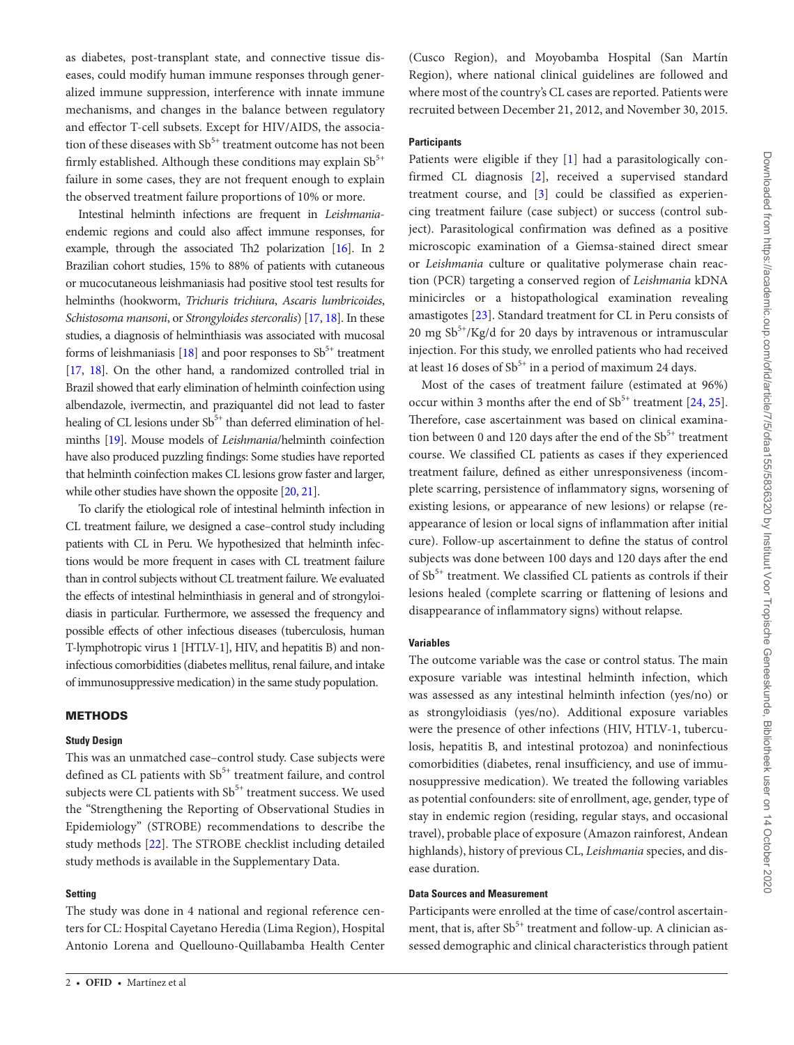as diabetes, post-transplant state, and connective tissue diseases, could modify human immune responses through generalized immune suppression, interference with innate immune mechanisms, and changes in the balance between regulatory and effector T-cell subsets. Except for HIV/AIDS, the association of these diseases with $Sb^{5+}$ treatment outcome has not been firmly established. Although these conditions may explain $Sb^{5+}$ failure in some cases, they are not frequent enough to explain the observed treatment failure proportions of 10% or more.

Intestinal helminth infections are frequent in *Leishmania*-endemic regions and could also affect immune responses, for example, through the associated Th2 polarization [16]. In 2 Brazilian cohort studies, 15% to 88% of patients with cutaneous or mucocutaneous leishmaniasis had positive stool test results for helminths (hookworm, *Trichuris trichiura*, *Ascaris lumbricoides*, *Schistosoma mansoni*, or *Strongyloides stercoralis*) [17, 18]. In these studies, a diagnosis of helminthiasis was associated with mucosal forms of leishmaniasis [18] and poor responses to $Sb^{5+}$ treatment [17, 18]. On the other hand, a randomized controlled trial in Brazil showed that early elimination of helminth coinfection using albendazole, ivermectin, and praziquantel did not lead to faster healing of CL lesions under $Sb^{5+}$ than deferred elimination of helminths [19]. Mouse models of *Leishmania*/helminth coinfection have also produced puzzling findings: Some studies have reported that helminth coinfection makes CL lesions grow faster and larger, while other studies have shown the opposite [20, 21].

To clarify the etiological role of intestinal helminth infection in CL treatment failure, we designed a case–control study including patients with CL in Peru. We hypothesized that helminth infections would be more frequent in cases with CL treatment failure than in control subjects without CL treatment failure. We evaluated the effects of intestinal helminthiasis in general and of strongyloidiasis in particular. Furthermore, we assessed the frequency and possible effects of other infectious diseases (tuberculosis, human T-lymphotropic virus 1 [HTLV-1], HIV, and hepatitis B) and noninfectious comorbidities (diabetes mellitus, renal failure, and intake of immunosuppressive medication) in the same study population.

## METHODS

### Study Design

This was an unmatched case–control study. Case subjects were defined as CL patients with $Sb^{5+}$ treatment failure, and control subjects were CL patients with $Sb^{5+}$ treatment success. We used the "Strengthening the Reporting of Observational Studies in Epidemiology" (STROBE) recommendations to describe the study methods [22]. The STROBE checklist including detailed study methods is available in the Supplementary Data.

### Setting

The study was done in 4 national and regional reference centers for CL: Hospital Cayetano Heredia (Lima Region), Hospital Antonio Lorena and Quellouno-Quillabamba Health Center (Cusco Region), and Moyobamba Hospital (San Martín Region), where national clinical guidelines are followed and where most of the country's CL cases are reported. Patients were recruited between December 21, 2012, and November 30, 2015.

### Participants

Patients were eligible if they [1] had a parasitologically confirmed CL diagnosis [2], received a supervised standard treatment course, and [3] could be classified as experiencing treatment failure (case subject) or success (control subject). Parasitological confirmation was defined as a positive microscopic examination of a Giemsa-stained direct smear or *Leishmania* culture or qualitative polymerase chain reaction (PCR) targeting a conserved region of *Leishmania* kDNA minicircles or a histopathological examination revealing amastigotes [23]. Standard treatment for CL in Peru consists of 20 mg $Sb^{5+}$/Kg/d for 20 days by intravenous or intramuscular injection. For this study, we enrolled patients who had received at least 16 doses of $Sb^{5+}$ in a period of maximum 24 days.

Most of the cases of treatment failure (estimated at 96%) occur within 3 months after the end of $Sb^{5+}$ treatment [24, 25]. Therefore, case ascertainment was based on clinical examination between 0 and 120 days after the end of the $Sb^{5+}$ treatment course. We classified CL patients as cases if they experienced treatment failure, defined as either unresponsiveness (incomplete scarring, persistence of inflammatory signs, worsening of existing lesions, or appearance of new lesions) or relapse (reappearance of lesion or local signs of inflammation after initial cure). Follow-up ascertainment to define the status of control subjects was done between 100 days and 120 days after the end of $Sb^{5+}$ treatment. We classified CL patients as controls if their lesions healed (complete scarring or flattening of lesions and disappearance of inflammatory signs) without relapse.

### Variables

The outcome variable was the case or control status. The main exposure variable was intestinal helminth infection, which was assessed as any intestinal helminth infection (yes/no) or as strongyloidiasis (yes/no). Additional exposure variables were the presence of other infections (HIV, HTLV-1, tuberculosis, hepatitis B, and intestinal protozoa) and noninfectious comorbidities (diabetes, renal insufficiency, and use of immunosuppressive medication). We treated the following variables as potential confounders: site of enrollment, age, gender, type of stay in endemic region (residing, regular stays, and occasional travel), probable place of exposure (Amazon rainforest, Andean highlands), history of previous CL, *Leishmania* species, and disease duration.

### Data Sources and Measurement

Participants were enrolled at the time of case/control ascertainment, that is, after $Sb^{5+}$ treatment and follow-up. A clinician assessed demographic and clinical characteristics through patient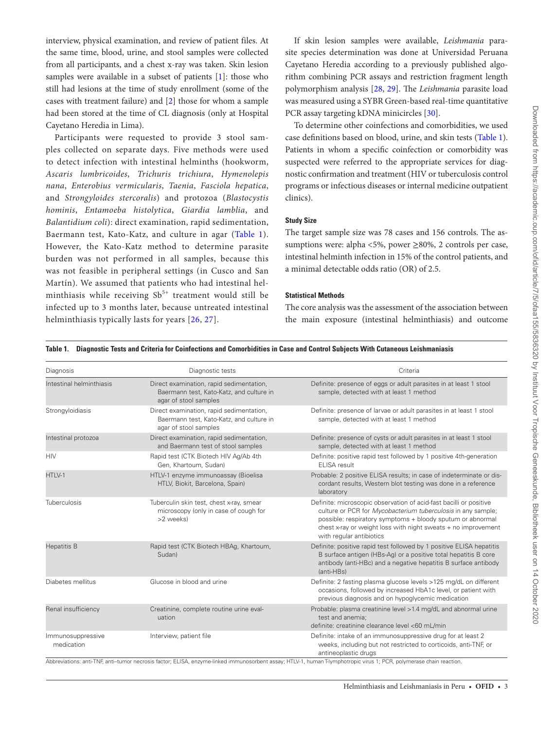interview, physical examination, and review of patient files. At the same time, blood, urine, and stool samples were collected from all participants, and a chest x-ray was taken. Skin lesion samples were available in a subset of patients [1]: those who still had lesions at the time of study enrollment (some of the cases with treatment failure) and [2] those for whom a sample had been stored at the time of CL diagnosis (only at Hospital Cayetano Heredia in Lima).

Participants were requested to provide 3 stool samples collected on separate days. Five methods were used to detect infection with intestinal helminths (hookworm, *Ascaris lumbricoides*, *Trichuris trichiura*, *Hymenolepis nana*, *Enterobius vermicularis*, *Taenia*, *Fasciola hepatica*, and *Strongyloides stercoralis*) and protozoa (*Blastocystis hominis*, *Entamoeba histolytica*, *Giardia lamblia*, and *Balantidium coli*): direct examination, rapid sedimentation, Baermann test, Kato-Katz, and culture in agar (Table 1). However, the Kato-Katz method to determine parasite burden was not performed in all samples, because this was not feasible in peripheral settings (in Cusco and San Martín). We assumed that patients who had intestinal helminthiasis while receiving $Sb^{5+}$ treatment would still be infected up to 3 months later, because untreated intestinal helminthiasis typically lasts for years [26, 27].

If skin lesion samples were available, *Leishmania* parasite species determination was done at Universidad Peruana Cayetano Heredia according to a previously published algorithm combining PCR assays and restriction fragment length polymorphism analysis [28, 29]. The *Leishmania* parasite load was measured using a SYBR Green-based real-time quantitative PCR assay targeting kDNA minicircles [30].

To determine other coinfections and comorbidities, we used case definitions based on blood, urine, and skin tests (Table 1). Patients in whom a specific coinfection or comorbidity was suspected were referred to the appropriate services for diagnostic confirmation and treatment (HIV or tuberculosis control programs or infectious diseases or internal medicine outpatient clinics).

#### Study Size

The target sample size was 78 cases and 156 controls. The assumptions were: alpha <5%, power ≥80%, 2 controls per case, intestinal helminth infection in 15% of the control patients, and a minimal detectable odds ratio (OR) of 2.5.

#### Statistical Methods

The core analysis was the assessment of the association between the main exposure (intestinal helminthiasis) and outcome

**Table 1. Diagnostic Tests and Criteria for Coinfections and Comorbidities in Case and Control Subjects With Cutaneous Leishmaniasis**

| Diagnosis | Diagnostic tests | Criteria |
|---|---|---|
| Intestinal helminthiasis | Direct examination, rapid sedimentation, Baermann test, Kato-Katz, and culture in agar of stool samples | Definite: presence of eggs or adult parasites in at least 1 stool sample, detected with at least 1 method |
| Strongyloidiasis | Direct examination, rapid sedimentation, Baermann test, Kato-Katz, and culture in agar of stool samples | Definite: presence of larvae or adult parasites in at least 1 stool sample, detected with at least 1 method |
| Intestinal protozoa | Direct examination, rapid sedimentation, and Baermann test of stool samples | Definite: presence of cysts or adult parasites in at least 1 stool sample, detected with at least 1 method |
| HIV | Rapid test (CTK Biotech HIV Ag/Ab 4th Gen, Khartoum, Sudan) | Definite: positive rapid test followed by 1 positive 4th-generation ELISA result |
| HTLV-1 | HTLV-1 enzyme immunoassay (Bioelisa HTLV, Biokit, Barcelona, Spain) | Probable: 2 positive ELISA results; in case of indeterminate or discordant results, Western blot testing was done in a reference laboratory |
| Tuberculosis | Tuberculin skin test, chest x-ray, smear microscopy (only in case of cough for >2 weeks) | Definite: microscopic observation of acid-fast bacilli or positive culture or PCR for *Mycobacterium tuberculosis* in any sample; possible: respiratory symptoms + bloody sputum or abnormal chest x-ray or weight loss with night sweats + no improvement with regular antibiotics |
| Hepatitis B | Rapid test (CTK Biotech HBAg, Khartoum, Sudan) | Definite: positive rapid test followed by 1 positive ELISA hepatitis B surface antigen (HBs-Ag) or a positive total hepatitis B core antibody (anti-HBc) and a negative hepatitis B surface antibody (anti-HBs) |
| Diabetes mellitus | Glucose in blood and urine | Definite: 2 fasting plasma glucose levels >125 mg/dL on different occasions, followed by increased HbA1c level, or patient with previous diagnosis and on hypoglycemic medication |
| Renal insufficiency | Creatinine, complete routine urine evaluation | Probable: plasma creatinine level >1.4 mg/dL and abnormal urine test and anemia; definite: creatinine clearance level <60 mL/min |
| Immunosuppressive medication | Interview, patient file | Definite: intake of an immunosuppressive drug for at least 2 weeks, including but not restricted to corticoids, anti-TNF, or antineoplastic drugs |

Abbreviations: anti-TNF, anti–tumor necrosis factor; ELISA, enzyme-linked immunosorbent assay; HTLV-1, human T-lymphotropic virus 1; PCR, polymerase chain reaction.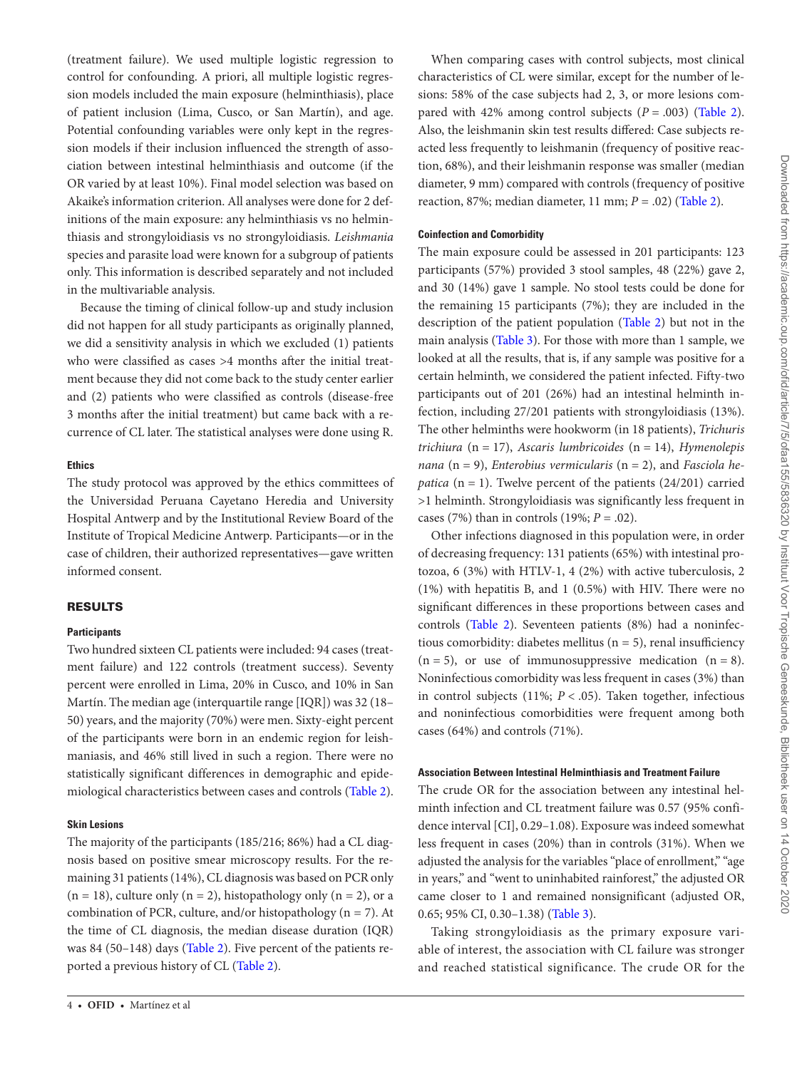(treatment failure). We used multiple logistic regression to control for confounding. A priori, all multiple logistic regression models included the main exposure (helminthiasis), place of patient inclusion (Lima, Cusco, or San Martín), and age. Potential confounding variables were only kept in the regression models if their inclusion influenced the strength of association between intestinal helminthiasis and outcome (if the OR varied by at least 10%). Final model selection was based on Akaike's information criterion. All analyses were done for 2 definitions of the main exposure: any helminthiasis vs no helminthiasis and strongyloidiasis vs no strongyloidiasis. *Leishmania* species and parasite load were known for a subgroup of patients only. This information is described separately and not included in the multivariable analysis.

Because the timing of clinical follow-up and study inclusion did not happen for all study participants as originally planned, we did a sensitivity analysis in which we excluded (1) patients who were classified as cases >4 months after the initial treatment because they did not come back to the study center earlier and (2) patients who were classified as controls (disease-free 3 months after the initial treatment) but came back with a recurrence of CL later. The statistical analyses were done using R.

#### Ethics

The study protocol was approved by the ethics committees of the Universidad Peruana Cayetano Heredia and University Hospital Antwerp and by the Institutional Review Board of the Institute of Tropical Medicine Antwerp. Participants—or in the case of children, their authorized representatives—gave written informed consent.

## RESULTS

#### Participants

Two hundred sixteen CL patients were included: 94 cases (treatment failure) and 122 controls (treatment success). Seventy percent were enrolled in Lima, 20% in Cusco, and 10% in San Martín. The median age (interquartile range [IQR]) was 32 (18–50) years, and the majority (70%) were men. Sixty-eight percent of the participants were born in an endemic region for leishmaniasis, and 46% still lived in such a region. There were no statistically significant differences in demographic and epidemiological characteristics between cases and controls (Table 2).

#### Skin Lesions

The majority of the participants (185/216; 86%) had a CL diagnosis based on positive smear microscopy results. For the remaining 31 patients (14%), CL diagnosis was based on PCR only (n = 18), culture only (n = 2), histopathology only (n = 2), or a combination of PCR, culture, and/or histopathology (n = 7). At the time of CL diagnosis, the median disease duration (IQR) was 84 (50–148) days (Table 2). Five percent of the patients reported a previous history of CL (Table 2).

When comparing cases with control subjects, most clinical characteristics of CL were similar, except for the number of lesions: 58% of the case subjects had 2, 3, or more lesions compared with 42% among control subjects ($P = .003$) (Table 2). Also, the leishmanin skin test results differed: Case subjects reacted less frequently to leishmanin (frequency of positive reaction, 68%), and their leishmanin response was smaller (median diameter, 9 mm) compared with controls (frequency of positive reaction, 87%; median diameter, 11 mm; $P = .02$) (Table 2).

#### Coinfection and Comorbidity

The main exposure could be assessed in 201 participants: 123 participants (57%) provided 3 stool samples, 48 (22%) gave 2, and 30 (14%) gave 1 sample. No stool tests could be done for the remaining 15 participants (7%); they are included in the description of the patient population (Table 2) but not in the main analysis (Table 3). For those with more than 1 sample, we looked at all the results, that is, if any sample was positive for a certain helminth, we considered the patient infected. Fifty-two participants out of 201 (26%) had an intestinal helminth infection, including 27/201 patients with strongyloidiasis (13%). The other helminths were hookworm (in 18 patients), *Trichuris trichiura* (n = 17), *Ascaris lumbricoides* (n = 14), *Hymenolepis nana* (n = 9), *Enterobius vermicularis* (n = 2), and *Fasciola hepatica* (n = 1). Twelve percent of the patients (24/201) carried >1 helminth. Strongyloidiasis was significantly less frequent in cases (7%) than in controls (19%; $P = .02$).

Other infections diagnosed in this population were, in order of decreasing frequency: 131 patients (65%) with intestinal protozoa, 6 (3%) with HTLV-1, 4 (2%) with active tuberculosis, 2 (1%) with hepatitis B, and 1 (0.5%) with HIV. There were no significant differences in these proportions between cases and controls (Table 2). Seventeen patients (8%) had a noninfectious comorbidity: diabetes mellitus (n = 5), renal insufficiency (n = 5), or use of immunosuppressive medication (n = 8). Noninfectious comorbidity was less frequent in cases (3%) than in control subjects (11%; $P < .05$). Taken together, infectious and noninfectious comorbidities were frequent among both cases (64%) and controls (71%).

#### Association Between Intestinal Helminthiasis and Treatment Failure

The crude OR for the association between any intestinal helminth infection and CL treatment failure was 0.57 (95% confidence interval [CI], 0.29–1.08). Exposure was indeed somewhat less frequent in cases (20%) than in controls (31%). When we adjusted the analysis for the variables "place of enrollment," "age in years," and "went to uninhabited rainforest," the adjusted OR came closer to 1 and remained nonsignificant (adjusted OR, 0.65; 95% CI, 0.30–1.38) (Table 3).

Taking strongyloidiasis as the primary exposure variable of interest, the association with CL failure was stronger and reached statistical significance. The crude OR for the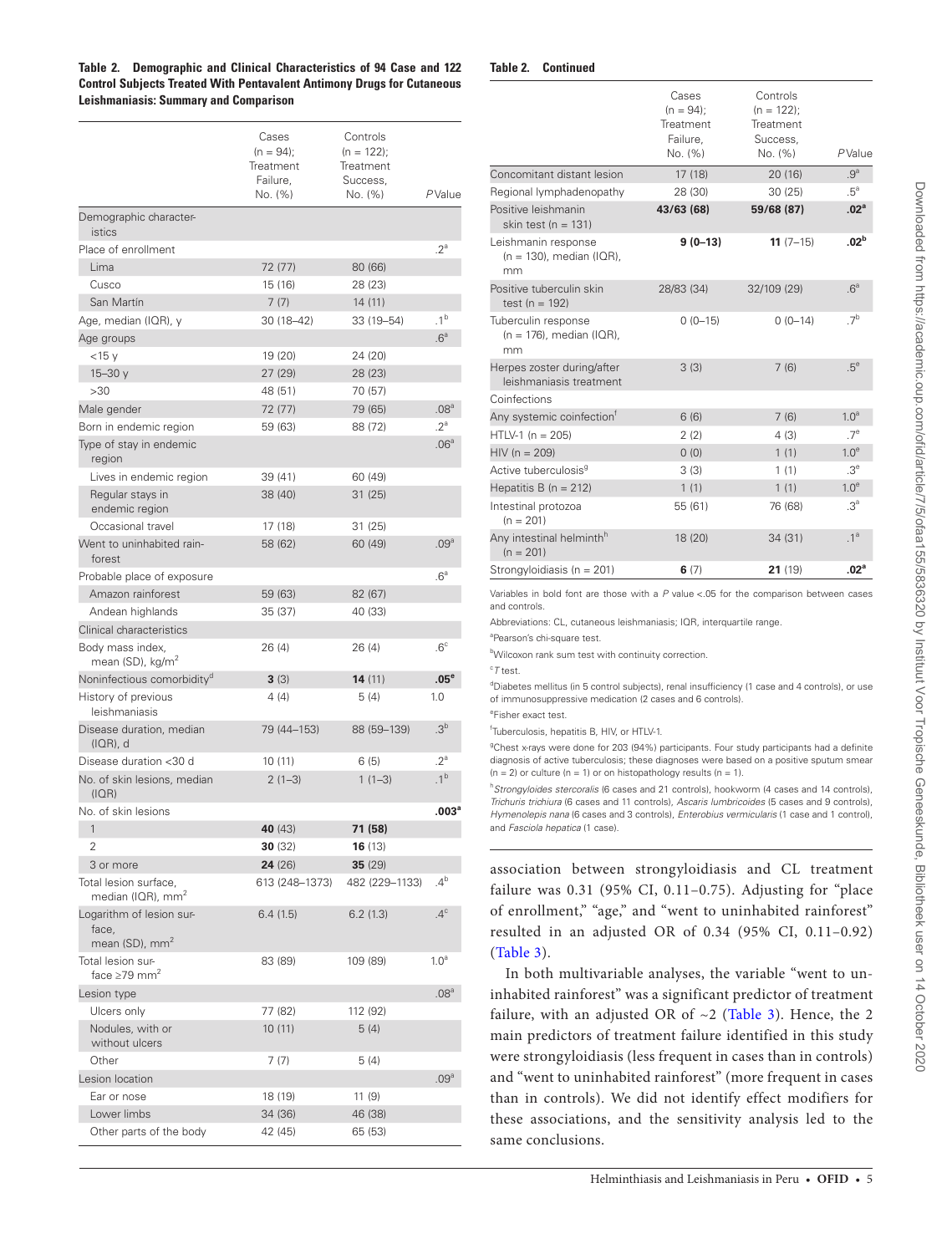**Table 2. Demographic and Clinical Characteristics of 94 Case and 122 Control Subjects Treated With Pentavalent Antimony Drugs for Cutaneous Leishmaniasis: Summary and Comparison**

| | Cases (n = 94); Treatment Failure, No. (%) | Controls (n = 122); Treatment Success, No. (%) | *P* Value |
|---|---|---|---|
| Demographic characteristics | | | |
| Place of enrollment | | | .2[a] |
| Lima | 72 (77) | 80 (66) | |
| Cusco | 15 (16) | 28 (23) | |
| San Martín | 7 (7) | 14 (11) | |
| Age, median (IQR), y | 30 (18–42) | 33 (19–54) | .1[b] |
| Age groups | | | .6[a] |
| <15 y | 19 (20) | 24 (20) | |
| 15–30 y | 27 (29) | 28 (23) | |
| >30 | 48 (51) | 70 (57) | |
| Male gender | 72 (77) | 79 (65) | .08[a] |
| Born in endemic region | 59 (63) | 88 (72) | .2[a] |
| Type of stay in endemic region | | | .06[a] |
| Lives in endemic region | 39 (41) | 60 (49) | |
| Regular stays in endemic region | 38 (40) | 31 (25) | |
| Occasional travel | 17 (18) | 31 (25) | |
| Went to uninhabited rainforest | 58 (62) | 60 (49) | .09[a] |
| Probable place of exposure | | | .6[a] |
| Amazon rainforest | 59 (63) | 82 (67) | |
| Andean highlands | 35 (37) | 40 (33) | |
| Clinical characteristics | | | |
| Body mass index, mean (SD), kg/m$^2$ | 26 (4) | 26 (4) | .6[c] |
| Noninfectious comorbidity[d] | **3** (3) | **14** (11) | **.05[e]** |
| History of previous leishmaniasis | 4 (4) | 5 (4) | 1.0 |
| Disease duration, median (IQR), d | 79 (44–153) | 88 (59–139) | .3[b] |
| Disease duration <30 d | 10 (11) | 6 (5) | .2[a] |
| No. of skin lesions, median (IQR) | 2 (1–3) | 1 (1–3) | .1[b] |
| No. of skin lesions | | | **.003[a]** |
| 1 | **40** (43) | **71 (58)** | |
| 2 | **30** (32) | **16** (13) | |
| 3 or more | **24** (26) | **35** (29) | |
| Total lesion surface, median (IQR), mm$^2$ | 613 (248–1373) | 482 (229–1133) | .4[b] |
| Logarithm of lesion surface, mean (SD), mm$^2$ | 6.4 (1.5) | 6.2 (1.3) | .4[c] |
| Total lesion surface ≥79 mm$^2$ | 83 (89) | 109 (89) | 1.0[a] |
| Lesion type | | | .08[a] |
| Ulcers only | 77 (82) | 112 (92) | |
| Nodules, with or without ulcers | 10 (11) | 5 (4) | |
| Other | 7 (7) | 5 (4) | |
| Lesion location | | | .09[a] |
| Ear or nose | 18 (19) | 11 (9) | |
| Lower limbs | 34 (36) | 46 (38) | |
| Other parts of the body | 42 (45) | 65 (53) | |
| Concomitant distant lesion | 17 (18) | 20 (16) | .9[a] |
| Regional lymphadenopathy | 28 (30) | 30 (25) | .5[a] |
| Positive leishmanin skin test (n = 131) | **43/63 (68)** | **59/68 (87)** | **.02[a]** |
| Leishmanin response (n = 130), median (IQR), mm | **9 (0–13)** | **11** (7–15) | **.02[b]** |
| Positive tuberculin skin test (n = 192) | 28/83 (34) | 32/109 (29) | .6[a] |
| Tuberculin response (n = 176), median (IQR), mm | 0 (0–15) | 0 (0–14) | .7[b] |
| Herpes zoster during/after leishmaniasis treatment | 3 (3) | 7 (6) | .5[e] |
| Coinfections | | | |
| Any systemic coinfection[f] | 6 (6) | 7 (6) | 1.0[a] |
| HTLV-1 (n = 205) | 2 (2) | 4 (3) | .7[e] |
| HIV (n = 209) | 0 (0) | 1 (1) | 1.0[e] |
| Active tuberculosis[g] | 3 (3) | 1 (1) | .3[e] |
| Hepatitis B (n = 212) | 1 (1) | 1 (1) | 1.0[e] |
| Intestinal protozoa (n = 201) | 55 (61) | 76 (68) | .3[a] |
| Any intestinal helminth[h] (n = 201) | 18 (20) | 34 (31) | .1[a] |
| Strongyloidiasis (n = 201) | **6** (7) | **21** (19) | **.02[a]** |

Variables in bold font are those with a *P* value <.05 for the comparison between cases and controls.

Abbreviations: CL, cutaneous leishmaniasis; IQR, interquartile range.

[a]Pearson's chi-square test.

[b]Wilcoxon rank sum test with continuity correction.

[c]*T* test.

[d]Diabetes mellitus (in 5 control subjects), renal insufficiency (1 case and 4 controls), or use of immunosuppressive medication (2 cases and 6 controls).

[e]Fisher exact test.

[f]Tuberculosis, hepatitis B, HIV, or HTLV-1.

[g]Chest x-rays were done for 203 (94%) participants. Four study participants had a definite diagnosis of active tuberculosis; these diagnoses were based on a positive sputum smear (n = 2) or culture (n = 1) or on histopathology results (n = 1).

[h]*Strongyloides stercoralis* (6 cases and 21 controls), hookworm (4 cases and 14 controls), *Trichuris trichiura* (6 cases and 11 controls), *Ascaris lumbricoides* (5 cases and 9 controls), *Hymenolepis nana* (6 cases and 3 controls), *Enterobius vermicularis* (1 case and 1 control), and *Fasciola hepatica* (1 case).

association between strongyloidiasis and CL treatment failure was 0.31 (95% CI, 0.11–0.75). Adjusting for "place of enrollment," "age," and "went to uninhabited rainforest" resulted in an adjusted OR of 0.34 (95% CI, 0.11–0.92) (Table 3).

In both multivariable analyses, the variable "went to uninhabited rainforest" was a significant predictor of treatment failure, with an adjusted OR of ~2 (Table 3). Hence, the 2 main predictors of treatment failure identified in this study were strongyloidiasis (less frequent in cases than in controls) and "went to uninhabited rainforest" (more frequent in cases than in controls). We did not identify effect modifiers for these associations, and the sensitivity analysis led to the same conclusions.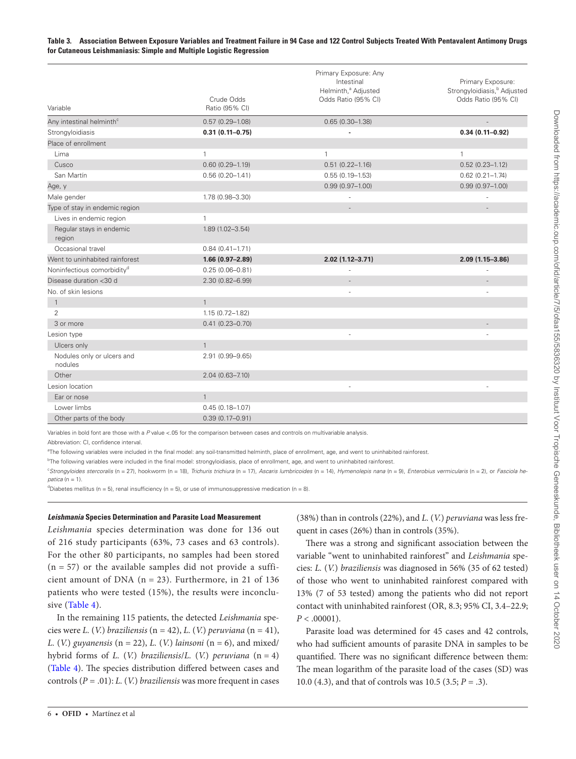**Table 3. Association Between Exposure Variables and Treatment Failure in 94 Case and 122 Control Subjects Treated With Pentavalent Antimony Drugs for Cutaneous Leishmaniasis: Simple and Multiple Logistic Regression**

| Variable | Crude Odds Ratio (95% CI) | Primary Exposure: Any Intestinal Helminth,[a] Adjusted Odds Ratio (95% CI) | Primary Exposure: Strongyloidiasis,[b] Adjusted Odds Ratio (95% CI) |
|---|---|---|---|
| Any intestinal helminth[c] | 0.57 (0.29–1.08) | 0.65 (0.30–1.38) | - |
| Strongyloidiasis | **0.31 (0.11–0.75)** | **-** | **0.34 (0.11–0.92)** |
| Place of enrollment | | | |
| Lima | 1 | 1 | 1 |
| Cusco | 0.60 (0.29–1.19) | 0.51 (0.22–1.16) | 0.52 (0.23–1.12) |
| San Martín | 0.56 (0.20–1.41) | 0.55 (0.19–1.53) | 0.62 (0.21–1.74) |
| Age, y | | 0.99 (0.97–1.00) | 0.99 (0.97–1.00) |
| Male gender | 1.78 (0.98–3.30) | - | - |
| Type of stay in endemic region | | - | - |
| Lives in endemic region | 1 | | |
| Regular stays in endemic region | 1.89 (1.02–3.54) | | |
| Occasional travel | 0.84 (0.41–1.71) | | |
| Went to uninhabited rainforest | **1.66 (0.97–2.89)** | **2.02 (1.12–3.71)** | **2.09 (1.15–3.86)** |
| Noninfectious comorbidity[d] | 0.25 (0.06–0.81) | - | - |
| Disease duration <30 d | 2.30 (0.82–6.99) | - | - |
| No. of skin lesions | | - | - |
| 1 | 1 | | |
| 2 | 1.15 (0.72–1.82) | | |
| 3 or more | 0.41 (0.23–0.70) | | - |
| Lesion type | | - | - |
| Ulcers only | 1 | | |
| Nodules only or ulcers and nodules | 2.91 (0.99–9.65) | | |
| Other | 2.04 (0.63–7.10) | | |
| Lesion location | | - | - |
| Ear or nose | 1 | | |
| Lower limbs | 0.45 (0.18–1.07) | | |
| Other parts of the body | 0.39 (0.17–0.91) | | |

Variables in bold font are those with a *P* value <.05 for the comparison between cases and controls on multivariable analysis.

Abbreviation: CI, confidence interval.

[a]The following variables were included in the final model: any soil-transmitted helminth, place of enrollment, age, and went to uninhabited rainforest.

[b]The following variables were included in the final model: strongyloidiasis, place of enrollment, age, and went to uninhabited rainforest.

[c]*Strongyloides stercoralis* (n = 27), hookworm (n = 18), *Trichuris trichiura* (n = 17), *Ascaris lumbricoides* (n = 14), *Hymenolepis nana* (n = 9), *Enterobius vermicularis* (n = 2), or *Fasciola hepatica* (n = 1).

[d]Diabetes mellitus (n = 5), renal insufficiency (n = 5), or use of immunosuppressive medication (n = 8).

### *Leishmania* Species Determination and Parasite Load Measurement

*Leishmania* species determination was done for 136 out of 216 study participants (63%, 73 cases and 63 controls). For the other 80 participants, no samples had been stored (n = 57) or the available samples did not provide a sufficient amount of DNA (n = 23). Furthermore, in 21 of 136 patients who were tested (15%), the results were inconclusive (Table 4).

In the remaining 115 patients, the detected *Leishmania* species were *L.* (*V.*) *braziliensis* (n = 42), *L.* (*V.*) *peruviana* (n = 41), *L.* (*V.*) *guyanensis* (n = 22), *L.* (*V.*) *lainsoni* (n = 6), and mixed/hybrid forms of *L.* (*V.*) *braziliensis*/*L.* (*V.*) *peruviana* (n = 4) (Table 4). The species distribution differed between cases and controls (*P* = .01): *L.* (*V.*) *braziliensis* was more frequent in cases (38%) than in controls (22%), and *L.* (*V.*) *peruviana* was less frequent in cases (26%) than in controls (35%).

There was a strong and significant association between the variable "went to uninhabited rainforest" and *Leishmania* species: *L.* (*V.*) *braziliensis* was diagnosed in 56% (35 of 62 tested) of those who went to uninhabited rainforest compared with 13% (7 of 53 tested) among the patients who did not report contact with uninhabited rainforest (OR, 8.3; 95% CI, 3.4–22.9; *P* < .00001).

Parasite load was determined for 45 cases and 42 controls, who had sufficient amounts of parasite DNA in samples to be quantified. There was no significant difference between them: The mean logarithm of the parasite load of the cases (SD) was 10.0 (4.3), and that of controls was 10.5 (3.5; *P* = .3).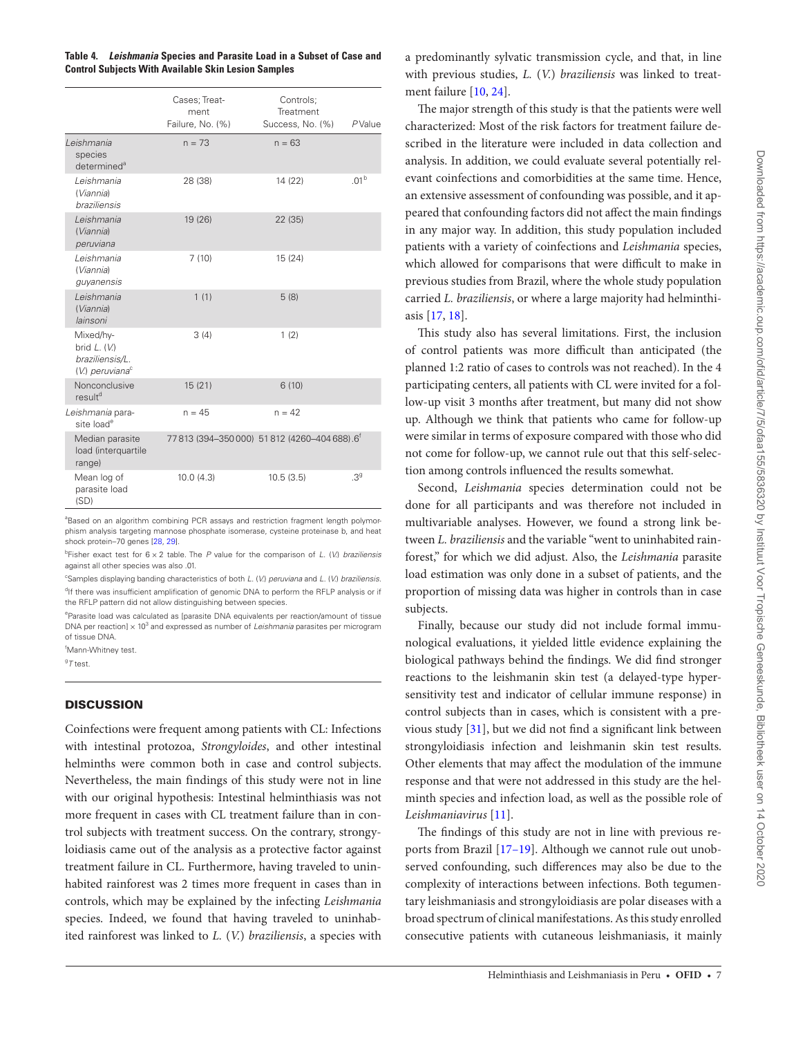**Table 4. *Leishmania* Species and Parasite Load in a Subset of Case and Control Subjects With Available Skin Lesion Samples**

| | Cases; Treatment Failure, No. (%) | Controls; Treatment Success, No. (%) | *P* Value |
|---|---|---|---|
| *Leishmania* species determined[a] | n = 73 | n = 63 | |
| *Leishmania* (*Viannia*) *braziliensis* | 28 (38) | 14 (22) | .01[b] |
| *Leishmania* (*Viannia*) *peruviana* | 19 (26) | 22 (35) | |
| *Leishmania* (*Viannia*) *guyanensis* | 7 (10) | 15 (24) | |
| *Leishmania* (*Viannia*) *lainsoni* | 1 (1) | 5 (8) | |
| Mixed/hybrid *L.* (*V.*) *braziliensis*/*L.* (*V.*) *peruviana*[c] | 3 (4) | 1 (2) | |
| Nonconclusive result[d] | 15 (21) | 6 (10) | |
| *Leishmania* parasite load[e] | n = 45 | n = 42 | |
| Median parasite load (interquartile range) | 77 813 (394–350 000) | 51 812 (4260–404 688) | .6[f] |
| Mean log of parasite load (SD) | 10.0 (4.3) | 10.5 (3.5) | .3[g] |

[a]Based on an algorithm combining PCR assays and restriction fragment length polymorphism analysis targeting mannose phosphate isomerase, cysteine proteinase b, and heat shock protein–70 genes [28, 29].

[b]Fisher exact test for 6 × 2 table. The *P* value for the comparison of *L.* (*V.*) *braziliensis* against all other species was also .01.

[c]Samples displaying banding characteristics of both *L.* (*V.*) *peruviana* and *L.* (*V.*) *braziliensis*.

[d]If there was insufficient amplification of genomic DNA to perform the RFLP analysis or if the RFLP pattern did not allow distinguishing between species.

[e]Parasite load was calculated as [parasite DNA equivalents per reaction/amount of tissue DNA per reaction] × $10^3$ and expressed as number of *Leishmania* parasites per microgram of tissue DNA.

[f]Mann-Whitney test.

[g]*T* test.

## DISCUSSION

Coinfections were frequent among patients with CL: Infections with intestinal protozoa, *Strongyloides*, and other intestinal helminths were common both in case and control subjects. Nevertheless, the main findings of this study were not in line with our original hypothesis: Intestinal helminthiasis was not more frequent in cases with CL treatment failure than in control subjects with treatment success. On the contrary, strongyloidiasis came out of the analysis as a protective factor against treatment failure in CL. Furthermore, having traveled to uninhabited rainforest was 2 times more frequent in cases than in controls, which may be explained by the infecting *Leishmania* species. Indeed, we found that having traveled to uninhabited rainforest was linked to *L.* (*V.*) *braziliensis*, a species with a predominantly sylvatic transmission cycle, and that, in line with previous studies, *L.* (*V.*) *braziliensis* was linked to treatment failure [10, 24].

The major strength of this study is that the patients were well characterized: Most of the risk factors for treatment failure described in the literature were included in data collection and analysis. In addition, we could evaluate several potentially relevant coinfections and comorbidities at the same time. Hence, an extensive assessment of confounding was possible, and it appeared that confounding factors did not affect the main findings in any major way. In addition, this study population included patients with a variety of coinfections and *Leishmania* species, which allowed for comparisons that were difficult to make in previous studies from Brazil, where the whole study population carried *L. braziliensis*, or where a large majority had helminthiasis [17, 18].

This study also has several limitations. First, the inclusion of control patients was more difficult than anticipated (the planned 1:2 ratio of cases to controls was not reached). In the 4 participating centers, all patients with CL were invited for a follow-up visit 3 months after treatment, but many did not show up. Although we think that patients who came for follow-up were similar in terms of exposure compared with those who did not come for follow-up, we cannot rule out that this self-selection among controls influenced the results somewhat.

Second, *Leishmania* species determination could not be done for all participants and was therefore not included in multivariable analyses. However, we found a strong link between *L. braziliensis* and the variable "went to uninhabited rainforest," for which we did adjust. Also, the *Leishmania* parasite load estimation was only done in a subset of patients, and the proportion of missing data was higher in controls than in case subjects.

Finally, because our study did not include formal immunological evaluations, it yielded little evidence explaining the biological pathways behind the findings. We did find stronger reactions to the leishmanin skin test (a delayed-type hypersensitivity test and indicator of cellular immune response) in control subjects than in cases, which is consistent with a previous study [31], but we did not find a significant link between strongyloidiasis infection and leishmanin skin test results. Other elements that may affect the modulation of the immune response and that were not addressed in this study are the helminth species and infection load, as well as the possible role of *Leishmaniavirus* [11].

The findings of this study are not in line with previous reports from Brazil [17–19]. Although we cannot rule out unobserved confounding, such differences may also be due to the complexity of interactions between infections. Both tegumentary leishmaniasis and strongyloidiasis are polar diseases with a broad spectrum of clinical manifestations. As this study enrolled consecutive patients with cutaneous leishmaniasis, it mainly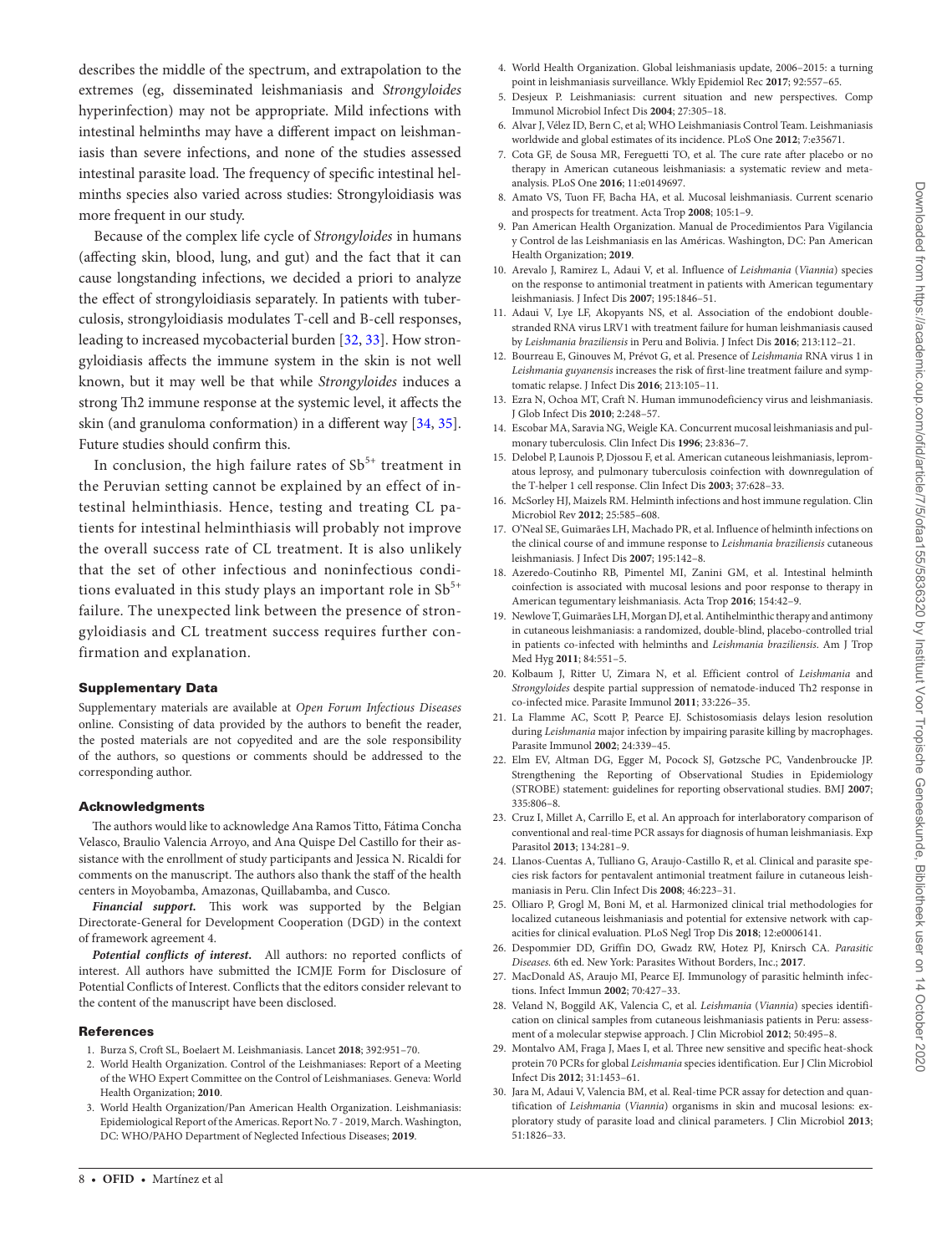describes the middle of the spectrum, and extrapolation to the extremes (eg, disseminated leishmaniasis and *Strongyloides* hyperinfection) may not be appropriate. Mild infections with intestinal helminths may have a different impact on leishmaniasis than severe infections, and none of the studies assessed intestinal parasite load. The frequency of specific intestinal helminths species also varied across studies: Strongyloidiasis was more frequent in our study.

Because of the complex life cycle of *Strongyloides* in humans (affecting skin, blood, lung, and gut) and the fact that it can cause longstanding infections, we decided a priori to analyze the effect of strongyloidiasis separately. In patients with tuberculosis, strongyloidiasis modulates T-cell and B-cell responses, leading to increased mycobacterial burden [32, 33]. How strongyloidiasis affects the immune system in the skin is not well known, but it may well be that while *Strongyloides* induces a strong Th2 immune response at the systemic level, it affects the skin (and granuloma conformation) in a different way [34, 35]. Future studies should confirm this.

In conclusion, the high failure rates of $Sb^{5+}$ treatment in the Peruvian setting cannot be explained by an effect of intestinal helminthiasis. Hence, testing and treating CL patients for intestinal helminthiasis will probably not improve the overall success rate of CL treatment. It is also unlikely that the set of other infectious and noninfectious conditions evaluated in this study plays an important role in $Sb^{5+}$ failure. The unexpected link between the presence of strongyloidiasis and CL treatment success requires further confirmation and explanation.

## Supplementary Data

Supplementary materials are available at *Open Forum Infectious Diseases* online. Consisting of data provided by the authors to benefit the reader, the posted materials are not copyedited and are the sole responsibility of the authors, so questions or comments should be addressed to the corresponding author.

## Acknowledgments

The authors would like to acknowledge Ana Ramos Titto, Fátima Concha Velasco, Braulio Valencia Arroyo, and Ana Quispe Del Castillo for their assistance with the enrollment of study participants and Jessica N. Ricaldi for comments on the manuscript. The authors also thank the staff of the health centers in Moyobamba, Amazonas, Quillabamba, and Cusco.

***Financial support.*** This work was supported by the Belgian Directorate-General for Development Cooperation (DGD) in the context of framework agreement 4.

***Potential conflicts of interest.*** All authors: no reported conflicts of interest. All authors have submitted the ICMJE Form for Disclosure of Potential Conflicts of Interest. Conflicts that the editors consider relevant to the content of the manuscript have been disclosed.

## References

1. Burza S, Croft SL, Boelaert M. Leishmaniasis. Lancet **2018**; 392:951–70.
2. World Health Organization. Control of the Leishmaniases: Report of a Meeting of the WHO Expert Committee on the Control of Leishmaniases. Geneva: World Health Organization; **2010**.
3. World Health Organization/Pan American Health Organization. Leishmaniasis: Epidemiological Report of the Americas. Report No. 7 - 2019, March. Washington, DC: WHO/PAHO Department of Neglected Infectious Diseases; **2019**.
4. World Health Organization. Global leishmaniasis update, 2006–2015: a turning point in leishmaniasis surveillance. Wkly Epidemiol Rec **2017**; 92:557–65.
5. Desjeux P. Leishmaniasis: current situation and new perspectives. Comp Immunol Microbiol Infect Dis **2004**; 27:305–18.
6. Alvar J, Vélez ID, Bern C, et al; WHO Leishmaniasis Control Team. Leishmaniasis worldwide and global estimates of its incidence. PLoS One **2012**; 7:e35671.
7. Cota GF, de Sousa MR, Fereguetti TO, et al. The cure rate after placebo or no therapy in American cutaneous leishmaniasis: a systematic review and meta-analysis. PLoS One **2016**; 11:e0149697.
8. Amato VS, Tuon FF, Bacha HA, et al. Mucosal leishmaniasis. Current scenario and prospects for treatment. Acta Trop **2008**; 105:1–9.
9. Pan American Health Organization. Manual de Procedimientos Para Vigilancia y Control de las Leishmaniasis en las Américas. Washington, DC: Pan American Health Organization; **2019**.
10. Arevalo J, Ramirez L, Adaui V, et al. Influence of *Leishmania* (*Viannia*) species on the response to antimonial treatment in patients with American tegumentary leishmaniasis. J Infect Dis **2007**; 195:1846–51.
11. Adaui V, Lye LF, Akopyants NS, et al. Association of the endobiont double-stranded RNA virus LRV1 with treatment failure for human leishmaniasis caused by *Leishmania braziliensis* in Peru and Bolivia. J Infect Dis **2016**; 213:112–21.
12. Bourreau E, Ginouves M, Prévot G, et al. Presence of *Leishmania* RNA virus 1 in *Leishmania guyanensis* increases the risk of first-line treatment failure and symptomatic relapse. J Infect Dis **2016**; 213:105–11.
13. Ezra N, Ochoa MT, Craft N. Human immunodeficiency virus and leishmaniasis. J Glob Infect Dis **2010**; 2:248–57.
14. Escobar MA, Saravia NG, Weigle KA. Concurrent mucosal leishmaniasis and pulmonary tuberculosis. Clin Infect Dis **1996**; 23:836–7.
15. Delobel P, Launois P, Djossou F, et al. American cutaneous leishmaniasis, lepromatous leprosy, and pulmonary tuberculosis coinfection with downregulation of the T-helper 1 cell response. Clin Infect Dis **2003**; 37:628–33.
16. McSorley HJ, Maizels RM. Helminth infections and host immune regulation. Clin Microbiol Rev **2012**; 25:585–608.
17. O'Neal SE, Guimarães LH, Machado PR, et al. Influence of helminth infections on the clinical course of and immune response to *Leishmania braziliensis* cutaneous leishmaniasis. J Infect Dis **2007**; 195:142–8.
18. Azeredo-Coutinho RB, Pimentel MI, Zanini GM, et al. Intestinal helminth coinfection is associated with mucosal lesions and poor response to therapy in American tegumentary leishmaniasis. Acta Trop **2016**; 154:42–9.
19. Newlove T, Guimarães LH, Morgan DJ, et al. Antihelminthic therapy and antimony in cutaneous leishmaniasis: a randomized, double-blind, placebo-controlled trial in patients co-infected with helminths and *Leishmania braziliensis*. Am J Trop Med Hyg **2011**; 84:551–5.
20. Kolbaum J, Ritter U, Zimara N, et al. Efficient control of *Leishmania* and *Strongyloides* despite partial suppression of nematode-induced Th2 response in co-infected mice. Parasite Immunol **2011**; 33:226–35.
21. La Flamme AC, Scott P, Pearce EJ. Schistosomiasis delays lesion resolution during *Leishmania* major infection by impairing parasite killing by macrophages. Parasite Immunol **2002**; 24:339–45.
22. Elm EV, Altman DG, Egger M, Pocock SJ, Gøtzsche PC, Vandenbroucke JP. Strengthening the Reporting of Observational Studies in Epidemiology (STROBE) statement: guidelines for reporting observational studies. BMJ **2007**; 335:806–8.
23. Cruz I, Millet A, Carrillo E, et al. An approach for interlaboratory comparison of conventional and real-time PCR assays for diagnosis of human leishmaniasis. Exp Parasitol **2013**; 134:281–9.
24. Llanos-Cuentas A, Tulliano G, Araujo-Castillo R, et al. Clinical and parasite species risk factors for pentavalent antimonial treatment failure in cutaneous leishmaniasis in Peru. Clin Infect Dis **2008**; 46:223–31.
25. Olliaro P, Grogl M, Boni M, et al. Harmonized clinical trial methodologies for localized cutaneous leishmaniasis and potential for extensive network with capacities for clinical evaluation. PLoS Negl Trop Dis **2018**; 12:e0006141.
26. Despommier DD, Griffin DO, Gwadz RW, Hotez PJ, Knirsch CA. *Parasitic Diseases.* 6th ed. New York: Parasites Without Borders, Inc.; **2017**.
27. MacDonald AS, Araujo MI, Pearce EJ. Immunology of parasitic helminth infections. Infect Immun **2002**; 70:427–33.
28. Veland N, Boggild AK, Valencia C, et al. *Leishmania* (*Viannia*) species identification on clinical samples from cutaneous leishmaniasis patients in Peru: assessment of a molecular stepwise approach. J Clin Microbiol **2012**; 50:495–8.
29. Montalvo AM, Fraga J, Maes I, et al. Three new sensitive and specific heat-shock protein 70 PCRs for global *Leishmania* species identification. Eur J Clin Microbiol Infect Dis **2012**; 31:1453–61.
30. Jara M, Adaui V, Valencia BM, et al. Real-time PCR assay for detection and quantification of *Leishmania* (*Viannia*) organisms in skin and mucosal lesions: exploratory study of parasite load and clinical parameters. J Clin Microbiol **2013**; 51:1826–33.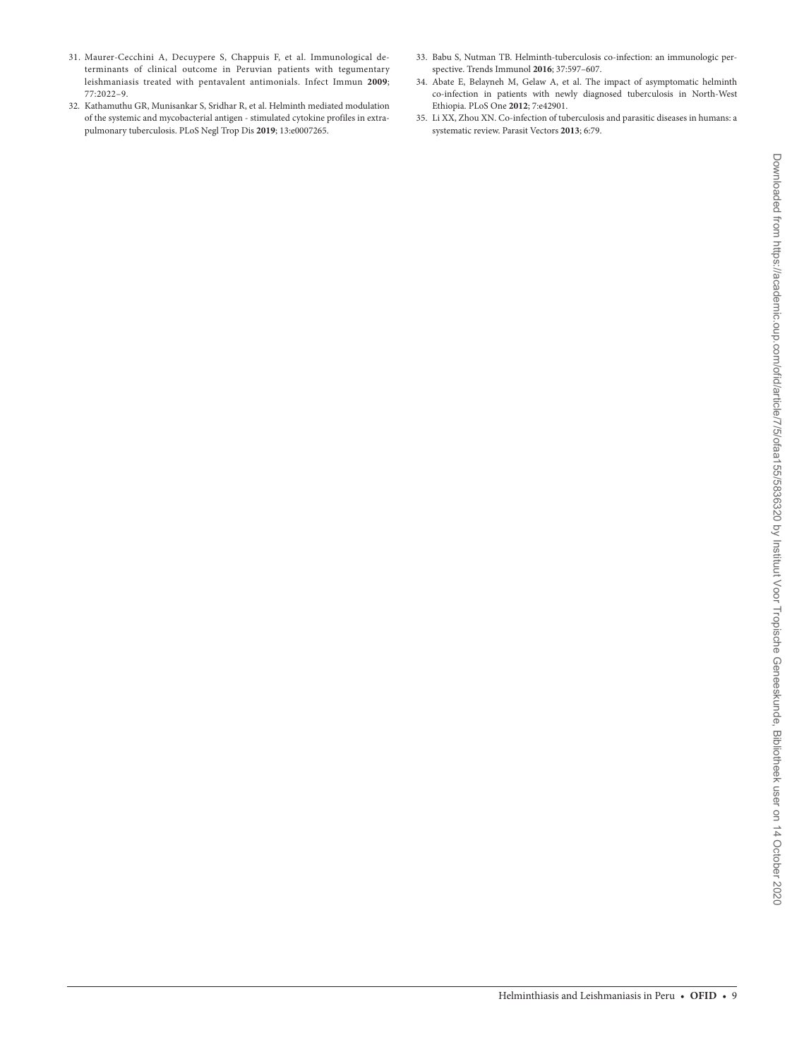31. Maurer-Cecchini A, Decuypere S, Chappuis F, et al. Immunological determinants of clinical outcome in Peruvian patients with tegumentary leishmaniasis treated with pentavalent antimonials. Infect Immun **2009**; 77:2022–9.
32. Kathamuthu GR, Munisankar S, Sridhar R, et al. Helminth mediated modulation of the systemic and mycobacterial antigen - stimulated cytokine profiles in extra-pulmonary tuberculosis. PLoS Negl Trop Dis **2019**; 13:e0007265.
33. Babu S, Nutman TB. Helminth-tuberculosis co-infection: an immunologic perspective. Trends Immunol **2016**; 37:597–607.
34. Abate E, Belayneh M, Gelaw A, et al. The impact of asymptomatic helminth co-infection in patients with newly diagnosed tuberculosis in North-West Ethiopia. PLoS One **2012**; 7:e42901.
35. Li XX, Zhou XN. Co-infection of tuberculosis and parasitic diseases in humans: a systematic review. Parasit Vectors **2013**; 6:79.